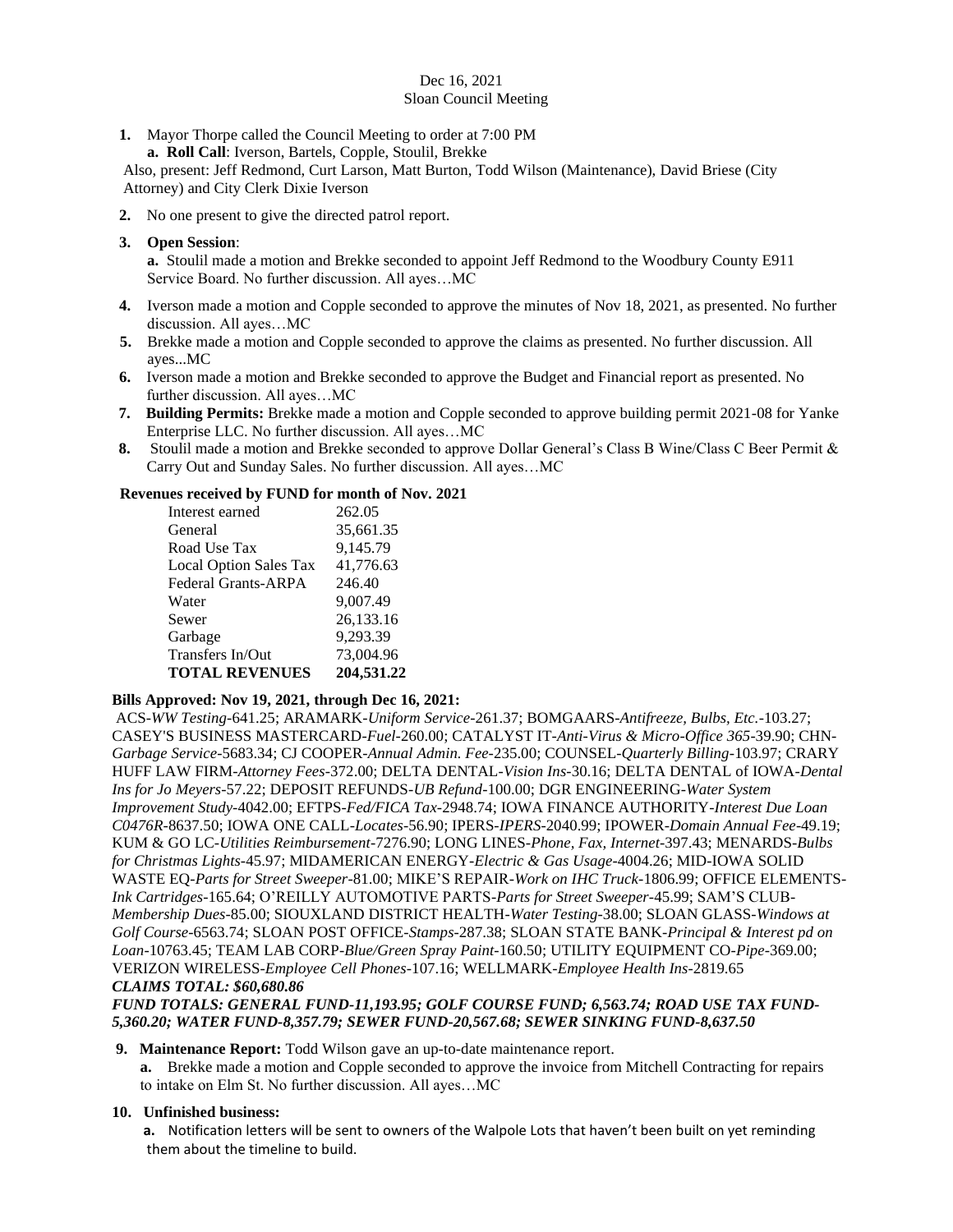Dec 16, 2021
Sloan Council Meeting

1. Mayor Thorpe called the Council Meeting to order at 7:00 PM
   a. **Roll Call**: Iverson, Bartels, Copple, Stoulil, Brekke

Also, present: Jeff Redmond, Curt Larson, Matt Burton, Todd Wilson (Maintenance), David Briese (City Attorney) and City Clerk Dixie Iverson

2. No one present to give the directed patrol report.
3. **Open Session**:
   **a.** Stoulil made a motion and Brekke seconded to appoint Jeff Redmond to the Woodbury County E911 Service Board. No further discussion. All ayes…MC
4. Iverson made a motion and Copple seconded to approve the minutes of Nov 18, 2021, as presented. No further discussion. All ayes…MC
5. Brekke made a motion and Copple seconded to approve the claims as presented. No further discussion. All ayes...MC
6. Iverson made a motion and Brekke seconded to approve the Budget and Financial report as presented. No further discussion. All ayes…MC
7. **Building Permits:** Brekke made a motion and Copple seconded to approve building permit 2021-08 for Yanke Enterprise LLC. No further discussion. All ayes…MC
8. Stoulil made a motion and Brekke seconded to approve Dollar General's Class B Wine/Class C Beer Permit & Carry Out and Sunday Sales. No further discussion. All ayes…MC

**Revenues received by FUND for month of Nov. 2021**

| | |
|---|---|
| Interest earned | 262.05 |
| General | 35,661.35 |
| Road Use Tax | 9,145.79 |
| Local Option Sales Tax | 41,776.63 |
| Federal Grants-ARPA | 246.40 |
| Water | 9,007.49 |
| Sewer | 26,133.16 |
| Garbage | 9,293.39 |
| Transfers In/Out | 73,004.96 |
| **TOTAL REVENUES** | **204,531.22** |

**Bills Approved: Nov 19, 2021, through Dec 16, 2021:**

ACS-*WW Testing*-641.25; ARAMARK-*Uniform Service*-261.37; BOMGAARS-*Antifreeze, Bulbs, Etc*.-103.27; CASEY'S BUSINESS MASTERCARD-*Fuel*-260.00; CATALYST IT-*Anti-Virus & Micro-Office 365*-39.90; CHN-*Garbage Service*-5683.34; CJ COOPER-*Annual Admin. Fee*-235.00; COUNSEL-*Quarterly Billing*-103.97; CRARY HUFF LAW FIRM-*Attorney Fees*-372.00; DELTA DENTAL-*Vision Ins*-30.16; DELTA DENTAL of IOWA-*Dental Ins for Jo Meyers*-57.22; DEPOSIT REFUNDS-*UB Refund*-100.00; DGR ENGINEERING-*Water System Improvement Study*-4042.00; EFTPS-*Fed/FICA Tax*-2948.74; IOWA FINANCE AUTHORITY-*Interest Due Loan C0476R*-8637.50; IOWA ONE CALL-*Locates*-56.90; IPERS-*IPERS*-2040.99; IPOWER-*Domain Annual Fee*-49.19; KUM & GO LC-*Utilities Reimbursement*-7276.90; LONG LINES-*Phone, Fax, Internet*-397.43; MENARDS-*Bulbs for Christmas Lights*-45.97; MIDAMERICAN ENERGY-*Electric & Gas Usage*-4004.26; MID-IOWA SOLID WASTE EQ-*Parts for Street Sweeper*-81.00; MIKE'S REPAIR-*Work on IHC Truck*-1806.99; OFFICE ELEMENTS-*Ink Cartridges*-165.64; O'REILLY AUTOMOTIVE PARTS-*Parts for Street Sweeper*-45.99; SAM'S CLUB-*Membership Dues*-85.00; SIOUXLAND DISTRICT HEALTH-*Water Testing*-38.00; SLOAN GLASS-*Windows at Golf Course*-6563.74; SLOAN POST OFFICE-*Stamps*-287.38; SLOAN STATE BANK-*Principal & Interest pd on Loan*-10763.45; TEAM LAB CORP-*Blue/Green Spray Paint*-160.50; UTILITY EQUIPMENT CO-*Pipe*-369.00; VERIZON WIRELESS-*Employee Cell Phones*-107.16; WELLMARK-*Employee Health Ins*-2819.65

***CLAIMS TOTAL: $60,680.86***

***FUND TOTALS: GENERAL FUND-11,193.95; GOLF COURSE FUND; 6,563.74; ROAD USE TAX FUND-5,360.20; WATER FUND-8,357.79; SEWER FUND-20,567.68; SEWER SINKING FUND-8,637.50***

9. **Maintenance Report:** Todd Wilson gave an up-to-date maintenance report.
   **a.** Brekke made a motion and Copple seconded to approve the invoice from Mitchell Contracting for repairs to intake on Elm St. No further discussion. All ayes…MC
10. **Unfinished business:**
    **a.** Notification letters will be sent to owners of the Walpole Lots that haven't been built on yet reminding them about the timeline to build.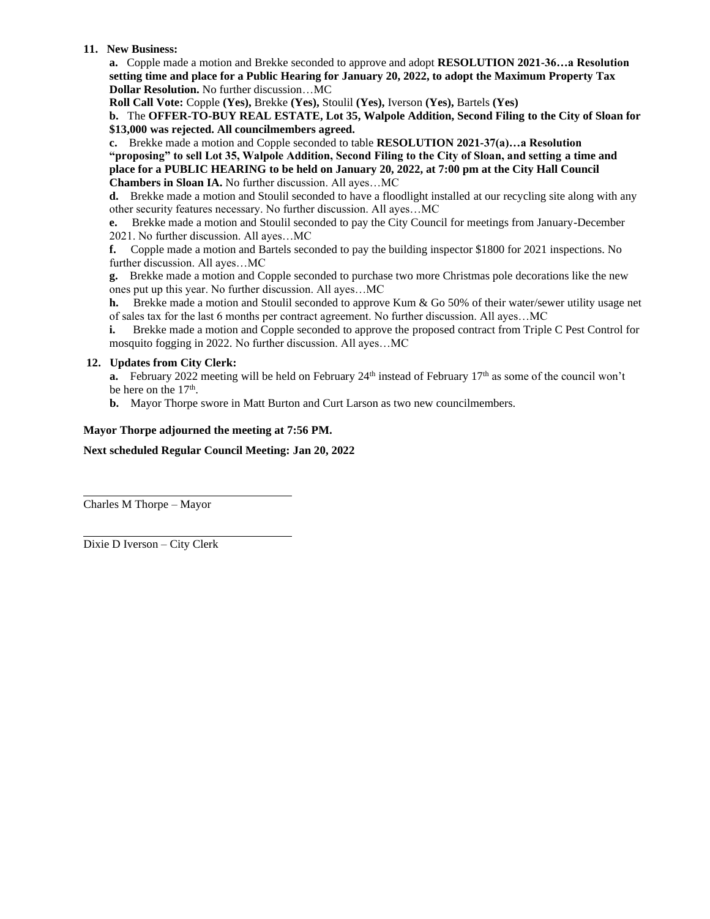**11. New Business:**

**a.** Copple made a motion and Brekke seconded to approve and adopt **RESOLUTION 2021-36…a Resolution setting time and place for a Public Hearing for January 20, 2022, to adopt the Maximum Property Tax Dollar Resolution.** No further discussion…MC

**Roll Call Vote:** Copple **(Yes),** Brekke **(Yes),** Stoulil **(Yes),** Iverson **(Yes),** Bartels **(Yes)**

**b.** The **OFFER-TO-BUY REAL ESTATE, Lot 35, Walpole Addition, Second Filing to the City of Sloan for $13,000 was rejected. All councilmembers agreed.**

**c.** Brekke made a motion and Copple seconded to table **RESOLUTION 2021-37(a)…a Resolution "proposing" to sell Lot 35, Walpole Addition, Second Filing to the City of Sloan, and setting a time and place for a PUBLIC HEARING to be held on January 20, 2022, at 7:00 pm at the City Hall Council Chambers in Sloan IA.** No further discussion. All ayes…MC

**d.** Brekke made a motion and Stoulil seconded to have a floodlight installed at our recycling site along with any other security features necessary. No further discussion. All ayes…MC

**e.** Brekke made a motion and Stoulil seconded to pay the City Council for meetings from January-December 2021. No further discussion. All ayes…MC

**f.** Copple made a motion and Bartels seconded to pay the building inspector $1800 for 2021 inspections. No further discussion. All ayes…MC

**g.** Brekke made a motion and Copple seconded to purchase two more Christmas pole decorations like the new ones put up this year. No further discussion. All ayes…MC

**h.** Brekke made a motion and Stoulil seconded to approve Kum & Go 50% of their water/sewer utility usage net of sales tax for the last 6 months per contract agreement. No further discussion. All ayes…MC

**i.** Brekke made a motion and Copple seconded to approve the proposed contract from Triple C Pest Control for mosquito fogging in 2022. No further discussion. All ayes…MC

**12. Updates from City Clerk:**

**a.** February 2022 meeting will be held on February 24th instead of February 17th as some of the council won't be here on the 17th.

**b.** Mayor Thorpe swore in Matt Burton and Curt Larson as two new councilmembers.

**Mayor Thorpe adjourned the meeting at 7:56 PM.**

**Next scheduled Regular Council Meeting: Jan 20, 2022**

Charles M Thorpe – Mayor

Dixie D Iverson – City Clerk